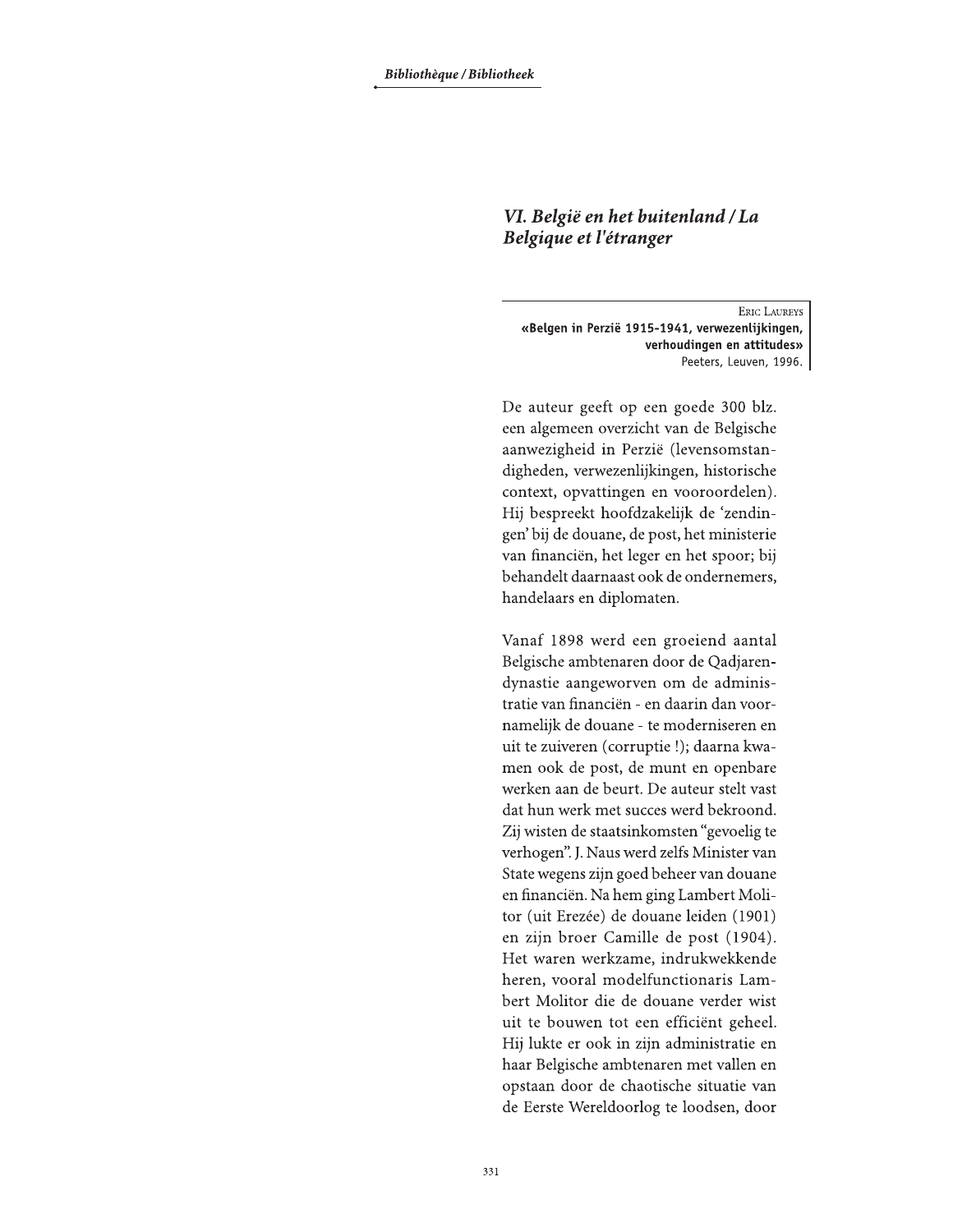# VI. België en het buitenland / La Belgique et l'étranger

ERIC LAUREYS
**«Belgen in Perzië 1915-1941, verwezenlijkingen, verhoudingen en attitudes»**
Peeters, Leuven, 1996.

De auteur geeft op een goede 300 blz. een algemeen overzicht van de Belgische aanwezigheid in Perzië (levensomstandigheden, verwezenlijkingen, historische context, opvattingen en vooroordelen). Hij bespreekt hoofdzakelijk de 'zendingen' bij de douane, de post, het ministerie van financiën, het leger en het spoor; bij behandelt daarnaast ook de ondernemers, handelaars en diplomaten.

Vanaf 1898 werd een groeiend aantal Belgische ambtenaren door de Qadjaren-dynastie aangeworven om de administratie van financiën - en daarin dan voornamelijk de douane - te moderniseren en uit te zuiveren (corruptie !); daarna kwamen ook de post, de munt en openbare werken aan de beurt. De auteur stelt vast dat hun werk met succes werd bekroond. Zij wisten de staatsinkomsten "gevoelig te verhogen". J. Naus werd zelfs Minister van State wegens zijn goed beheer van douane en financiën. Na hem ging Lambert Molitor (uit Erezée) de douane leiden (1901) en zijn broer Camille de post (1904). Het waren werkzame, indrukwekkende heren, vooral modelfunctionaris Lambert Molitor die de douane verder wist uit te bouwen tot een efficiënt geheel. Hij lukte er ook in zijn administratie en haar Belgische ambtenaren met vallen en opstaan door de chaotische situatie van de Eerste Wereldoorlog te loodsen, door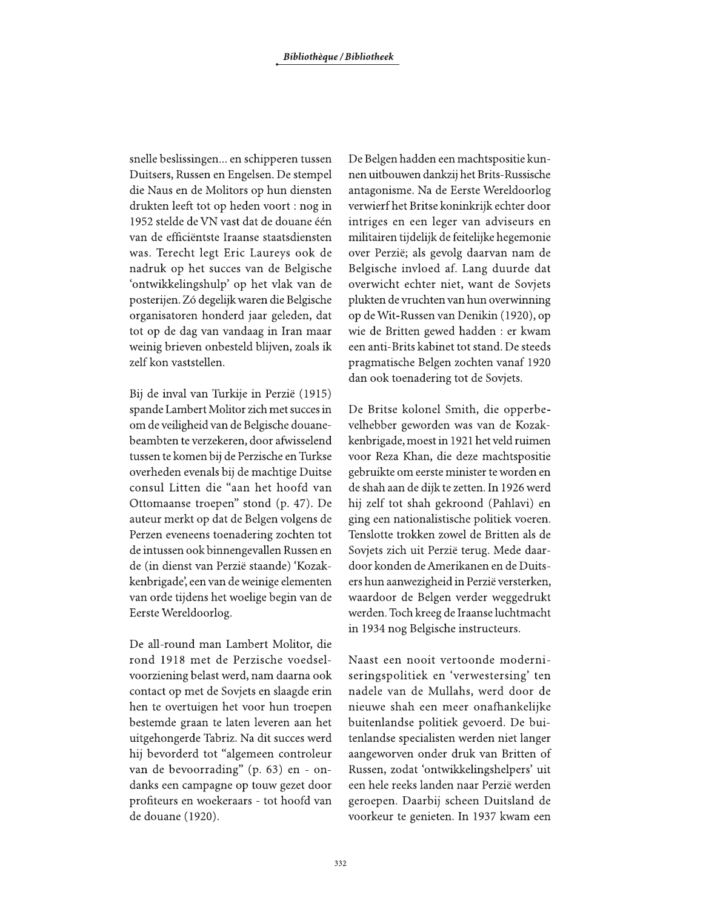snelle beslissingen... en schipperen tussen Duitsers, Russen en Engelsen. De stempel die Naus en de Molitors op hun diensten drukten leeft tot op heden voort : nog in 1952 stelde de VN vast dat de douane één van de efficiëntste Iraanse staatsdiensten was. Terecht legt Eric Laureys ook de nadruk op het succes van de Belgische 'ontwikkelingshulp' op het vlak van de posterijen. Zó degelijk waren die Belgische organisatoren honderd jaar geleden, dat tot op de dag van vandaag in Iran maar weinig brieven onbesteld blijven, zoals ik zelf kon vaststellen.

Bij de inval van Turkije in Perzië (1915) spande Lambert Molitor zich met succes in om de veiligheid van de Belgische douanebeambten te verzekeren, door afwisselend tussen te komen bij de Perzische en Turkse overheden evenals bij de machtige Duitse consul Litten die "aan het hoofd van Ottomaanse troepen" stond (p. 47). De auteur merkt op dat de Belgen volgens de Perzen eveneens toenadering zochten tot de intussen ook binnengevallen Russen en de (in dienst van Perzië staande) 'Kozakkenbrigade', een van de weinige elementen van orde tijdens het woelige begin van de Eerste Wereldoorlog.

De all-round man Lambert Molitor, die rond 1918 met de Perzische voedselvoorziening belast werd, nam daarna ook contact op met de Sovjets en slaagde erin hen te overtuigen het voor hun troepen bestemde graan te laten leveren aan het uitgehongerde Tabriz. Na dit succes werd hij bevorderd tot "algemeen controleur van de bevoorrading" (p. 63) en - ondanks een campagne op touw gezet door profiteurs en woekeraars - tot hoofd van de douane (1920).

De Belgen hadden een machtspositie kunnen uitbouwen dankzij het Brits-Russische antagonisme. Na de Eerste Wereldoorlog verwierf het Britse koninkrijk echter door intriges en een leger van adviseurs en militairen tijdelijk de feitelijke hegemonie over Perzië; als gevolg daarvan nam de Belgische invloed af. Lang duurde dat overwicht echter niet, want de Sovjets plukten de vruchten van hun overwinning op de Wit-Russen van Denikin (1920), op wie de Britten gewed hadden : er kwam een anti-Brits kabinet tot stand. De steeds pragmatische Belgen zochten vanaf 1920 dan ook toenadering tot de Sovjets.

De Britse kolonel Smith, die opperbevelhebber geworden was van de Kozakkenbrigade, moest in 1921 het veld ruimen voor Reza Khan, die deze machtspositie gebruikte om eerste minister te worden en de shah aan de dijk te zetten. In 1926 werd hij zelf tot shah gekroond (Pahlavi) en ging een nationalistische politiek voeren. Tenslotte trokken zowel de Britten als de Sovjets zich uit Perzië terug. Mede daardoor konden de Amerikanen en de Duitsers hun aanwezigheid in Perzië versterken, waardoor de Belgen verder weggedrukt werden. Toch kreeg de Iraanse luchtmacht in 1934 nog Belgische instructeurs.

Naast een nooit vertoonde moderniseringspolitiek en 'verwestersing' ten nadele van de Mullahs, werd door de nieuwe shah een meer onafhankelijke buitenlandse politiek gevoerd. De buitenlandse specialisten werden niet langer aangeworven onder druk van Britten of Russen, zodat 'ontwikkelingshelpers' uit een hele reeks landen naar Perzië werden geroepen. Daarbij scheen Duitsland de voorkeur te genieten. In 1937 kwam een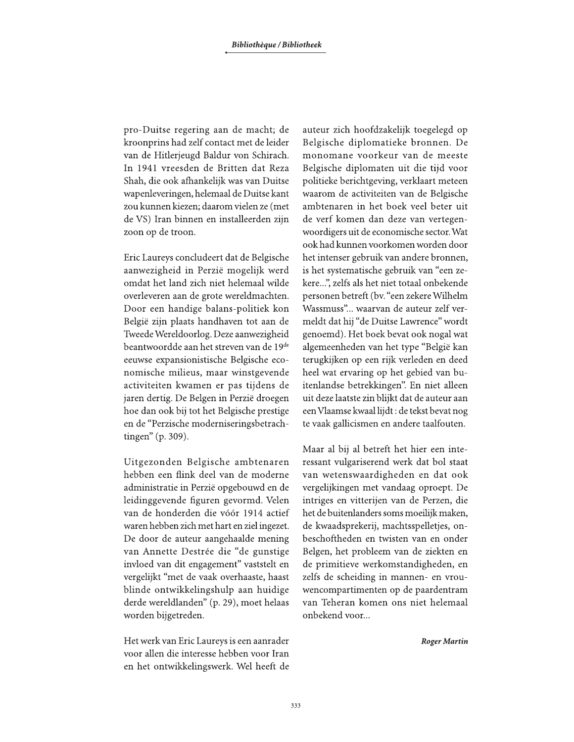pro-Duitse regering aan de macht; de kroonprins had zelf contact met de leider van de Hitlerjeugd Baldur von Schirach. In 1941 vreesden de Britten dat Reza Shah, die ook afhankelijk was van Duitse wapenleveringen, helemaal de Duitse kant zou kunnen kiezen; daarom vielen ze (met de VS) Iran binnen en installeerden zijn zoon op de troon.

Eric Laureys concludeert dat de Belgische aanwezigheid in Perzië mogelijk werd omdat het land zich niet helemaal wilde overleveren aan de grote wereldmachten. Door een handige balans-politiek kon België zijn plaats handhaven tot aan de Tweede Wereldoorlog. Deze aanwezigheid beantwoordde aan het streven van de 19[de] eeuwse expansionistische Belgische economische milieus, maar winstgevende activiteiten kwamen er pas tijdens de jaren dertig. De Belgen in Perzië droegen hoe dan ook bij tot het Belgische prestige en de "Perzische moderniseringsbetrachtingen" (p. 309).

Uitgezonden Belgische ambtenaren hebben een flink deel van de moderne administratie in Perzië opgebouwd en de leidinggevende figuren gevormd. Velen van de honderden die vóór 1914 actief waren hebben zich met hart en ziel ingezet. De door de auteur aangehaalde mening van Annette Destrée die "de gunstige invloed van dit engagement" vaststelt en vergelijkt "met de vaak overhaaste, haast blinde ontwikkelingshulp aan huidige derde wereldlanden" (p. 29), moet helaas worden bijgetreden.

Het werk van Eric Laureys is een aanrader voor allen die interesse hebben voor Iran en het ontwikkelingswerk. Wel heeft de auteur zich hoofdzakelijk toegelegd op Belgische diplomatieke bronnen. De monomane voorkeur van de meeste Belgische diplomaten uit die tijd voor politieke berichtgeving, verklaart meteen waarom de activiteiten van de Belgische ambtenaren in het boek veel beter uit de verf komen dan deze van vertegenwoordigers uit de economische sector. Wat ook had kunnen voorkomen worden door het intenser gebruik van andere bronnen, is het systematische gebruik van "een zekere...", zelfs als het niet totaal onbekende personen betreft (bv. "een zekere Wilhelm Wassmuss"... waarvan de auteur zelf vermeldt dat hij "de Duitse Lawrence" wordt genoemd). Het boek bevat ook nogal wat algemeenheden van het type "België kan terugkijken op een rijk verleden en deed heel wat ervaring op het gebied van buitenlandse betrekkingen". En niet alleen uit deze laatste zin blijkt dat de auteur aan een Vlaamse kwaal lijdt : de tekst bevat nog te vaak gallicismen en andere taalfouten.

Maar al bij al betreft het hier een interessant vulgariserend werk dat bol staat van wetenswaardigheden en dat ook vergelijkingen met vandaag oproept. De intriges en vitterijen van de Perzen, die het de buitenlanders soms moeilijk maken, de kwaadsprekerij, machtsspelletjes, onbeschoftheden en twisten van en onder Belgen, het probleem van de ziekten en de primitieve werkomstandigheden, en zelfs de scheiding in mannen- en vrouwencompartimenten op de paardentram van Teheran komen ons niet helemaal onbekend voor...

***Roger Martin***